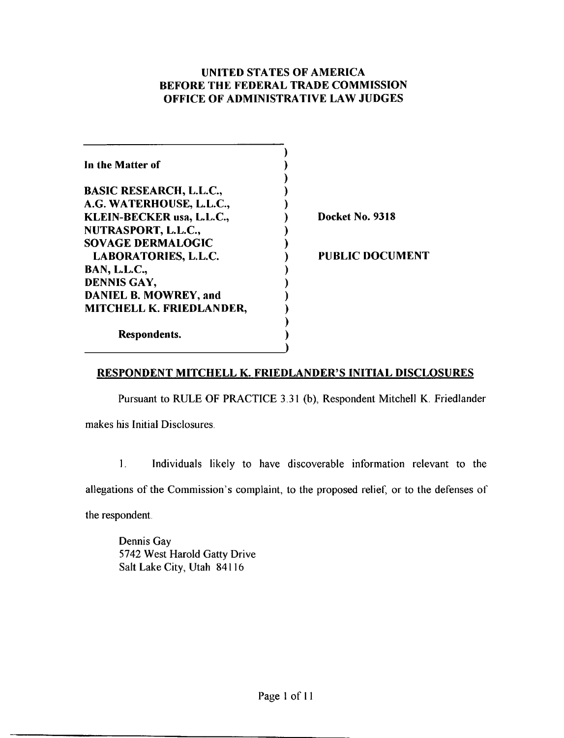**UNITED STATES OF AMERICA**
**BEFORE THE FEDERAL TRADE COMMISSION**
**OFFICE OF ADMINISTRATIVE LAW JUDGES**

| | |
|---|---|
| **In the Matter of** | |
| | |
| **BASIC RESEARCH, L.L.C.,** | |
| **A.G. WATERHOUSE, L.L.C.,** | |
| **KLEIN-BECKER usa, L.L.C.,** | **Docket No. 9318** |
| **NUTRASPORT, L.L.C.,** | |
| **SOVAGE DERMALOGIC LABORATORIES, L.L.C.** | **PUBLIC DOCUMENT** |
| **BAN, L.L.C.,** | |
| **DENNIS GAY,** | |
| **DANIEL B. MOWREY, and** | |
| **MITCHELL K. FRIEDLANDER,** | |
| | |
| **Respondents.** | |

## RESPONDENT MITCHELL K. FRIEDLANDER'S INITIAL DISCLOSURES

Pursuant to RULE OF PRACTICE 3.31 (b), Respondent Mitchell K. Friedlander makes his Initial Disclosures.

1. Individuals likely to have discoverable information relevant to the allegations of the Commission's complaint, to the proposed relief, or to the defenses of the respondent.

   Dennis Gay
   5742 West Harold Gatty Drive
   Salt Lake City, Utah 84116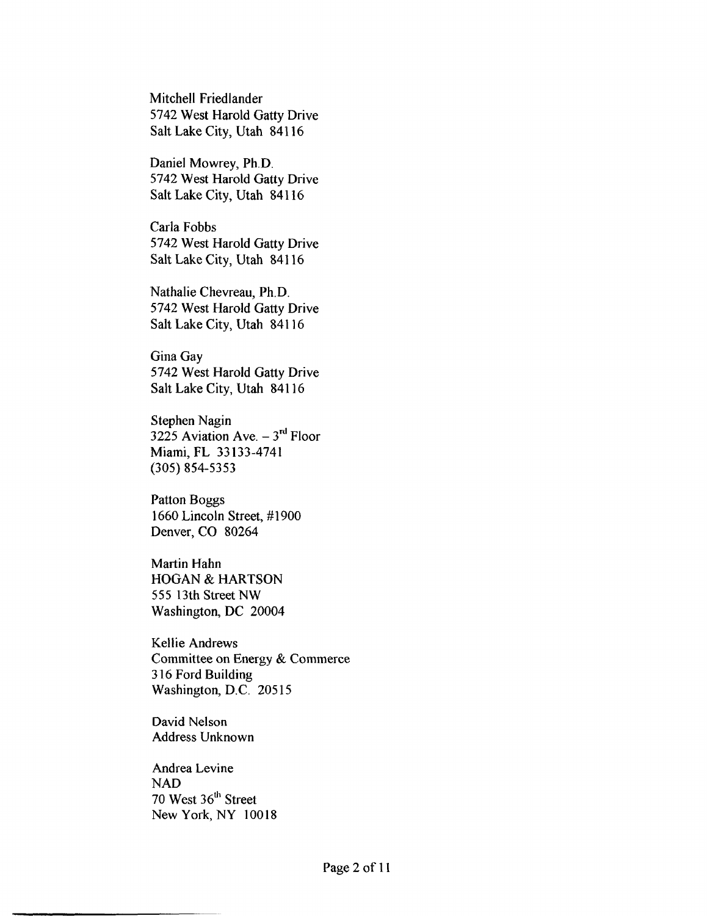Mitchell Friedlander
5742 West Harold Gatty Drive
Salt Lake City, Utah 84116

Daniel Mowrey, Ph.D.
5742 West Harold Gatty Drive
Salt Lake City, Utah 84116

Carla Fobbs
5742 West Harold Gatty Drive
Salt Lake City, Utah 84116

Nathalie Chevreau, Ph.D.
5742 West Harold Gatty Drive
Salt Lake City, Utah 84116

Gina Gay
5742 West Harold Gatty Drive
Salt Lake City, Utah 84116

Stephen Nagin
3225 Aviation Ave. – 3rd Floor
Miami, FL 33133-4741
(305) 854-5353

Patton Boggs
1660 Lincoln Street, #1900
Denver, CO 80264

Martin Hahn
HOGAN & HARTSON
555 13th Street NW
Washington, DC 20004

Kellie Andrews
Committee on Energy & Commerce
316 Ford Building
Washington, D.C. 20515

David Nelson
Address Unknown

Andrea Levine
NAD
70 West 36th Street
New York, NY 10018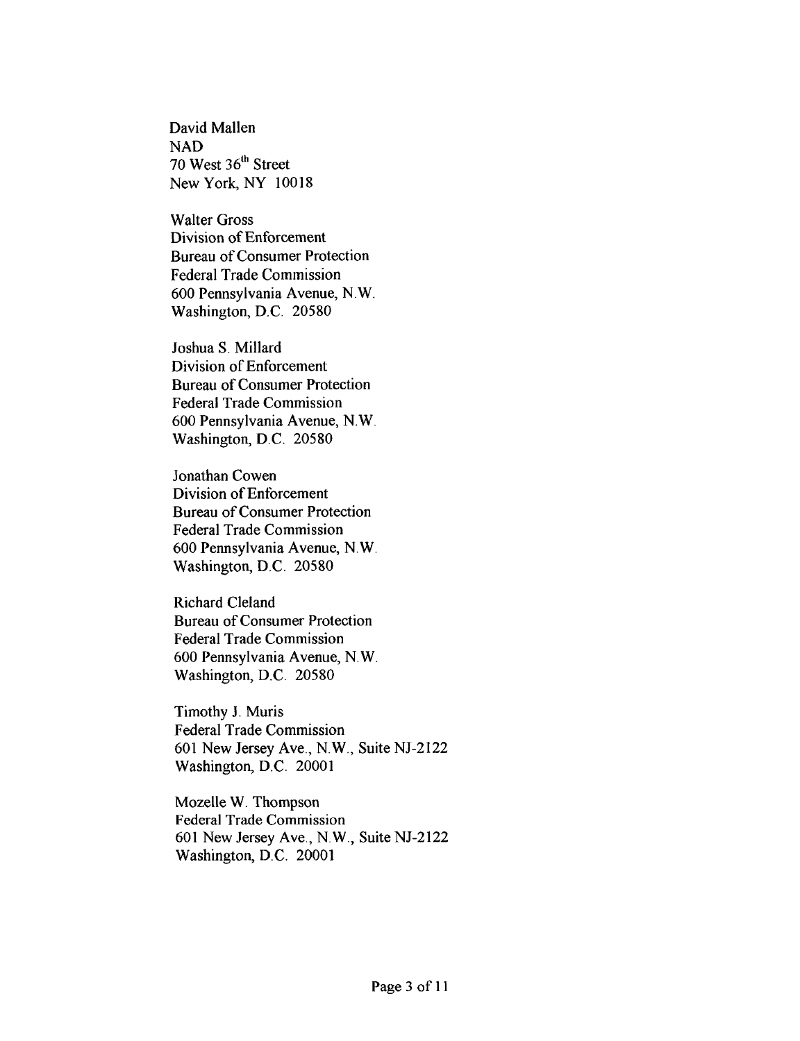David Mallen
NAD
70 West 36th Street
New York, NY 10018

Walter Gross
Division of Enforcement
Bureau of Consumer Protection
Federal Trade Commission
600 Pennsylvania Avenue, N.W.
Washington, D.C. 20580

Joshua S. Millard
Division of Enforcement
Bureau of Consumer Protection
Federal Trade Commission
600 Pennsylvania Avenue, N.W.
Washington, D.C. 20580

Jonathan Cowen
Division of Enforcement
Bureau of Consumer Protection
Federal Trade Commission
600 Pennsylvania Avenue, N.W.
Washington, D.C. 20580

Richard Cleland
Bureau of Consumer Protection
Federal Trade Commission
600 Pennsylvania Avenue, N.W.
Washington, D.C. 20580

Timothy J. Muris
Federal Trade Commission
601 New Jersey Ave., N.W., Suite NJ-2122
Washington, D.C. 20001

Mozelle W. Thompson
Federal Trade Commission
601 New Jersey Ave., N.W., Suite NJ-2122
Washington, D.C. 20001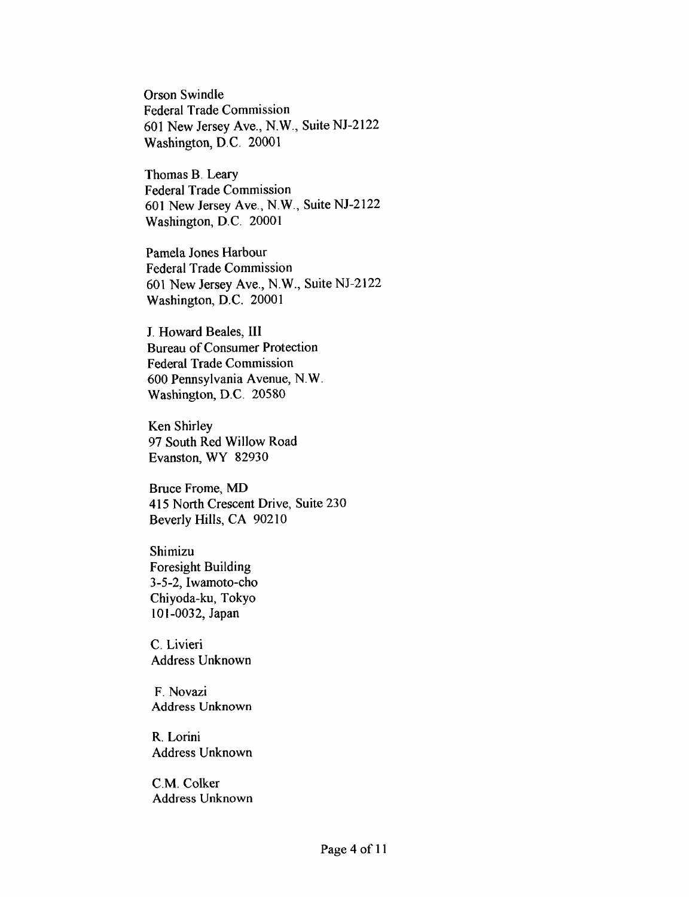Orson Swindle
Federal Trade Commission
601 New Jersey Ave., N.W., Suite NJ-2122
Washington, D.C. 20001

Thomas B. Leary
Federal Trade Commission
601 New Jersey Ave., N.W., Suite NJ-2122
Washington, D.C. 20001

Pamela Jones Harbour
Federal Trade Commission
601 New Jersey Ave., N.W., Suite NJ-2122
Washington, D.C. 20001

J. Howard Beales, III
Bureau of Consumer Protection
Federal Trade Commission
600 Pennsylvania Avenue, N.W.
Washington, D.C. 20580

Ken Shirley
97 South Red Willow Road
Evanston, WY 82930

Bruce Frome, MD
415 North Crescent Drive, Suite 230
Beverly Hills, CA 90210

Shimizu
Foresight Building
3-5-2, Iwamoto-cho
Chiyoda-ku, Tokyo
101-0032, Japan

C. Livieri
Address Unknown

F. Novazi
Address Unknown

R. Lorini
Address Unknown

C.M. Colker
Address Unknown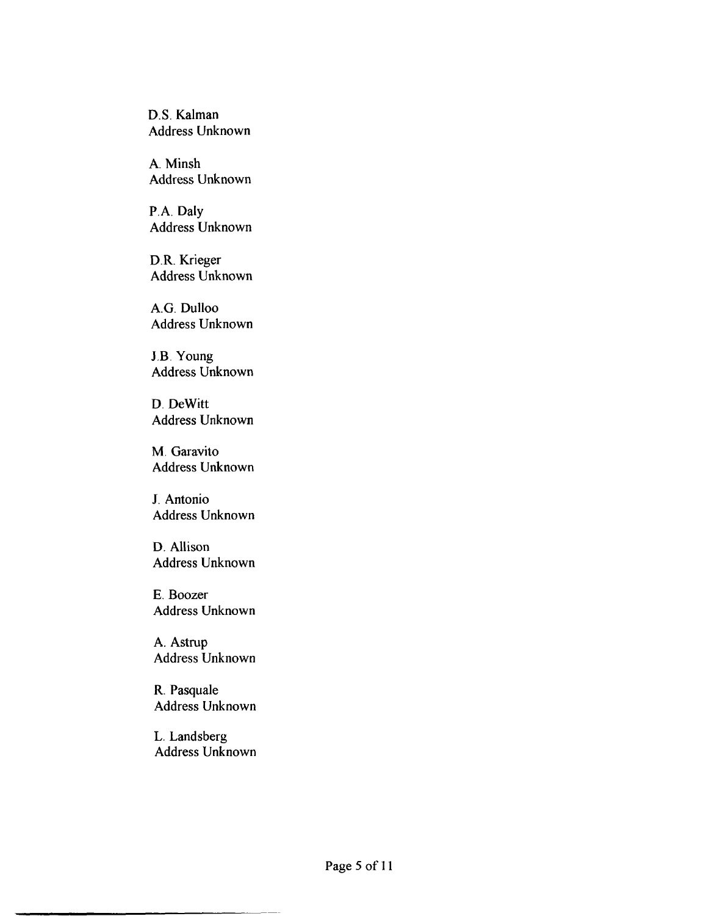D.S. Kalman
Address Unknown

A. Minsh
Address Unknown

P.A. Daly
Address Unknown

D.R. Krieger
Address Unknown

A.G. Dulloo
Address Unknown

J.B. Young
Address Unknown

D. DeWitt
Address Unknown

M. Garavito
Address Unknown

J. Antonio
Address Unknown

D. Allison
Address Unknown

E. Boozer
Address Unknown

A. Astrup
Address Unknown

R. Pasquale
Address Unknown

L. Landsberg
Address Unknown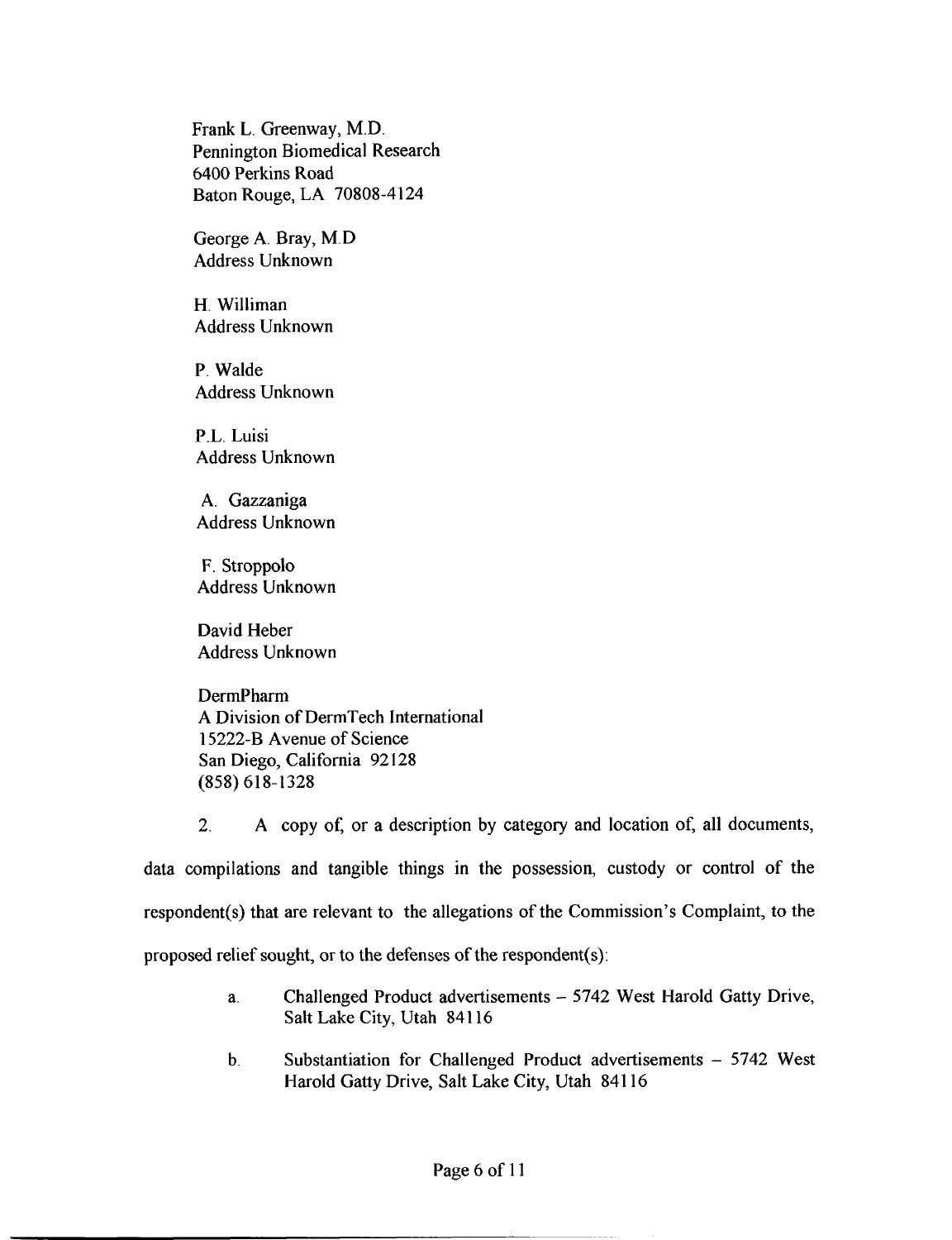Frank L. Greenway, M.D.
Pennington Biomedical Research
6400 Perkins Road
Baton Rouge, LA 70808-4124

George A. Bray, M.D
Address Unknown

H. Williman
Address Unknown

P. Walde
Address Unknown

P.L. Luisi
Address Unknown

A. Gazzaniga
Address Unknown

F. Stroppolo
Address Unknown

David Heber
Address Unknown

DermPharm
A Division of DermTech International
15222-B Avenue of Science
San Diego, California 92128
(858) 618-1328

2. A copy of, or a description by category and location of, all documents, data compilations and tangible things in the possession, custody or control of the respondent(s) that are relevant to the allegations of the Commission's Complaint, to the proposed relief sought, or to the defenses of the respondent(s):

a. Challenged Product advertisements – 5742 West Harold Gatty Drive, Salt Lake City, Utah 84116

b. Substantiation for Challenged Product advertisements – 5742 West Harold Gatty Drive, Salt Lake City, Utah 84116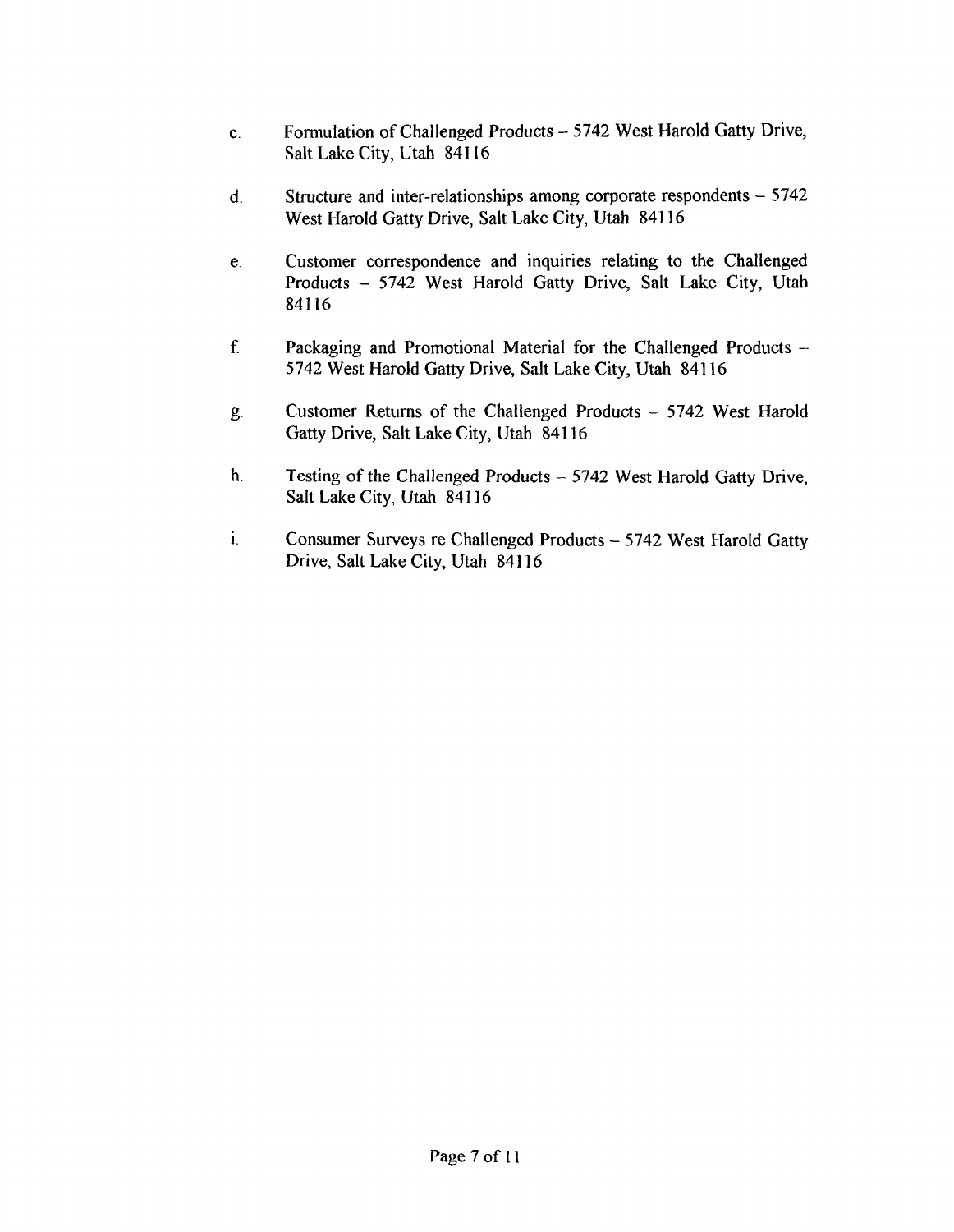c. Formulation of Challenged Products – 5742 West Harold Gatty Drive, Salt Lake City, Utah 84116

d. Structure and inter-relationships among corporate respondents – 5742 West Harold Gatty Drive, Salt Lake City, Utah 84116

e. Customer correspondence and inquiries relating to the Challenged Products – 5742 West Harold Gatty Drive, Salt Lake City, Utah 84116

f. Packaging and Promotional Material for the Challenged Products – 5742 West Harold Gatty Drive, Salt Lake City, Utah 84116

g. Customer Returns of the Challenged Products – 5742 West Harold Gatty Drive, Salt Lake City, Utah 84116

h. Testing of the Challenged Products – 5742 West Harold Gatty Drive, Salt Lake City, Utah 84116

i. Consumer Surveys re Challenged Products – 5742 West Harold Gatty Drive, Salt Lake City, Utah 84116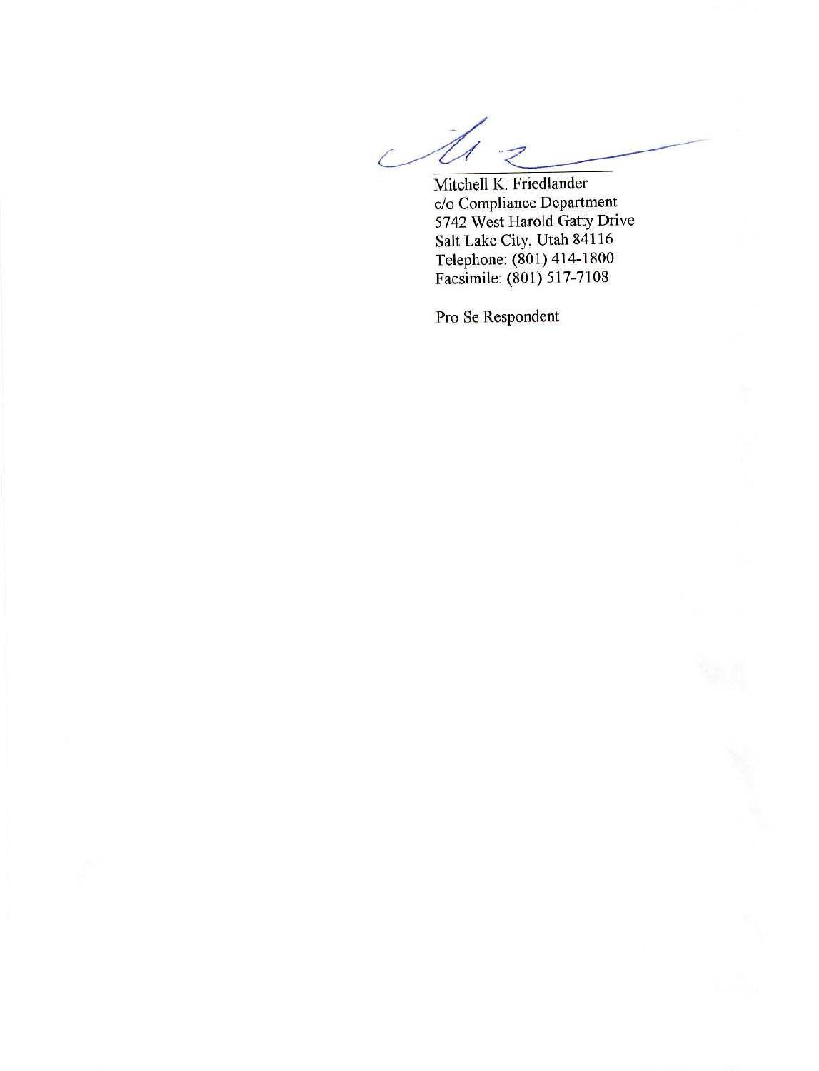Mitchell K. Friedlander
c/o Compliance Department
5742 West Harold Gatty Drive
Salt Lake City, Utah 84116
Telephone: (801) 414-1800
Facsimile: (801) 517-7108

Pro Se Respondent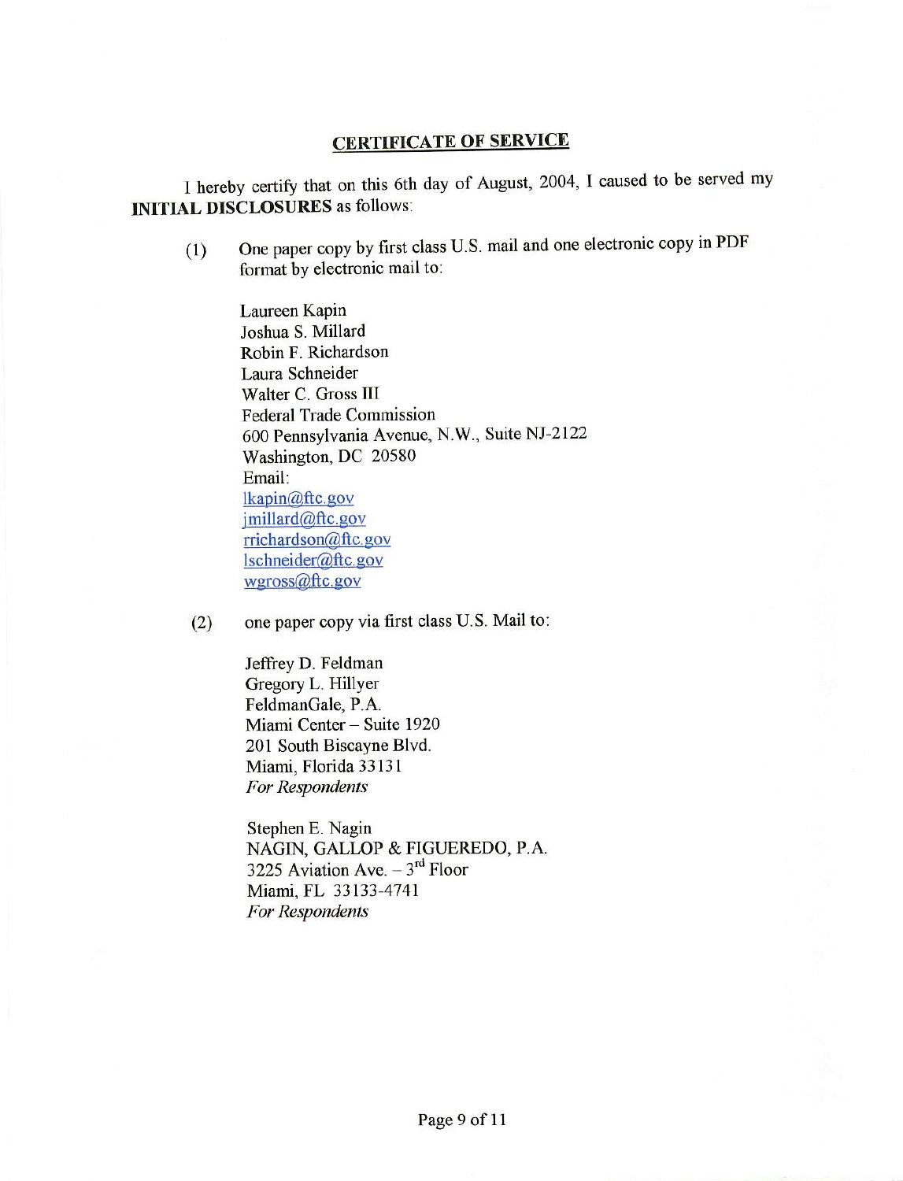## CERTIFICATE OF SERVICE

I hereby certify that on this 6th day of August, 2004, I caused to be served my **INITIAL DISCLOSURES** as follows:

(1) One paper copy by first class U.S. mail and one electronic copy in PDF format by electronic mail to:

Laureen Kapin
Joshua S. Millard
Robin F. Richardson
Laura Schneider
Walter C. Gross III
Federal Trade Commission
600 Pennsylvania Avenue, N.W., Suite NJ-2122
Washington, DC 20580
Email:
lkapin@ftc.gov
jmillard@ftc.gov
rrichardson@ftc.gov
lschneider@ftc.gov
wgross@ftc.gov

(2) one paper copy via first class U.S. Mail to:

Jeffrey D. Feldman
Gregory L. Hillyer
FeldmanGale, P.A.
Miami Center – Suite 1920
201 South Biscayne Blvd.
Miami, Florida 33131
*For Respondents*

Stephen E. Nagin
NAGIN, GALLOP & FIGUEREDO, P.A.
3225 Aviation Ave. – 3rd Floor
Miami, FL 33133-4741
*For Respondents*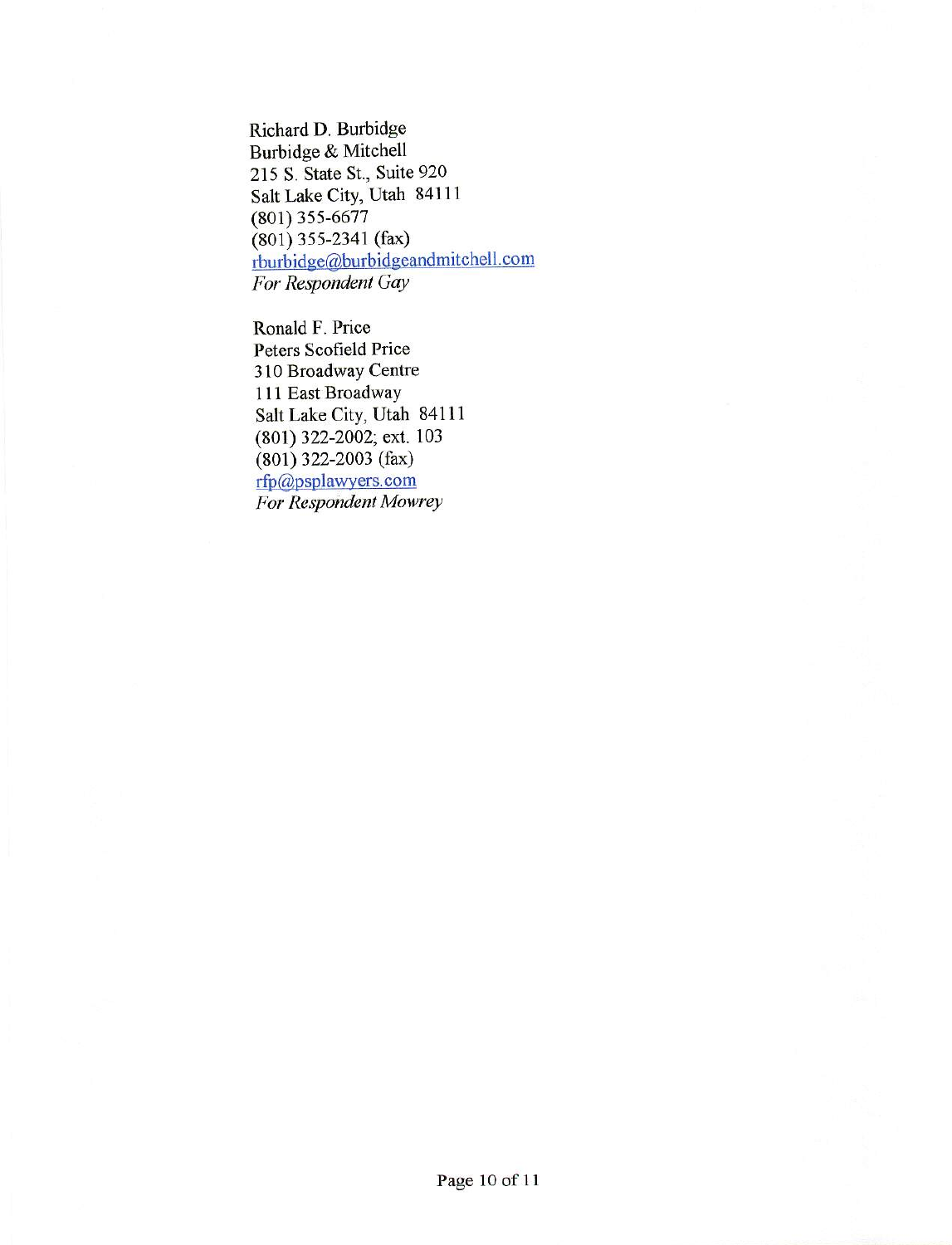Richard D. Burbidge
Burbidge & Mitchell
215 S. State St., Suite 920
Salt Lake City, Utah 84111
(801) 355-6677
(801) 355-2341 (fax)
rburbidge@burbidgeandmitchell.com
*For Respondent Gay*

Ronald F. Price
Peters Scofield Price
310 Broadway Centre
111 East Broadway
Salt Lake City, Utah 84111
(801) 322-2002; ext. 103
(801) 322-2003 (fax)
rfp@psplawyers.com
*For Respondent Mowrey*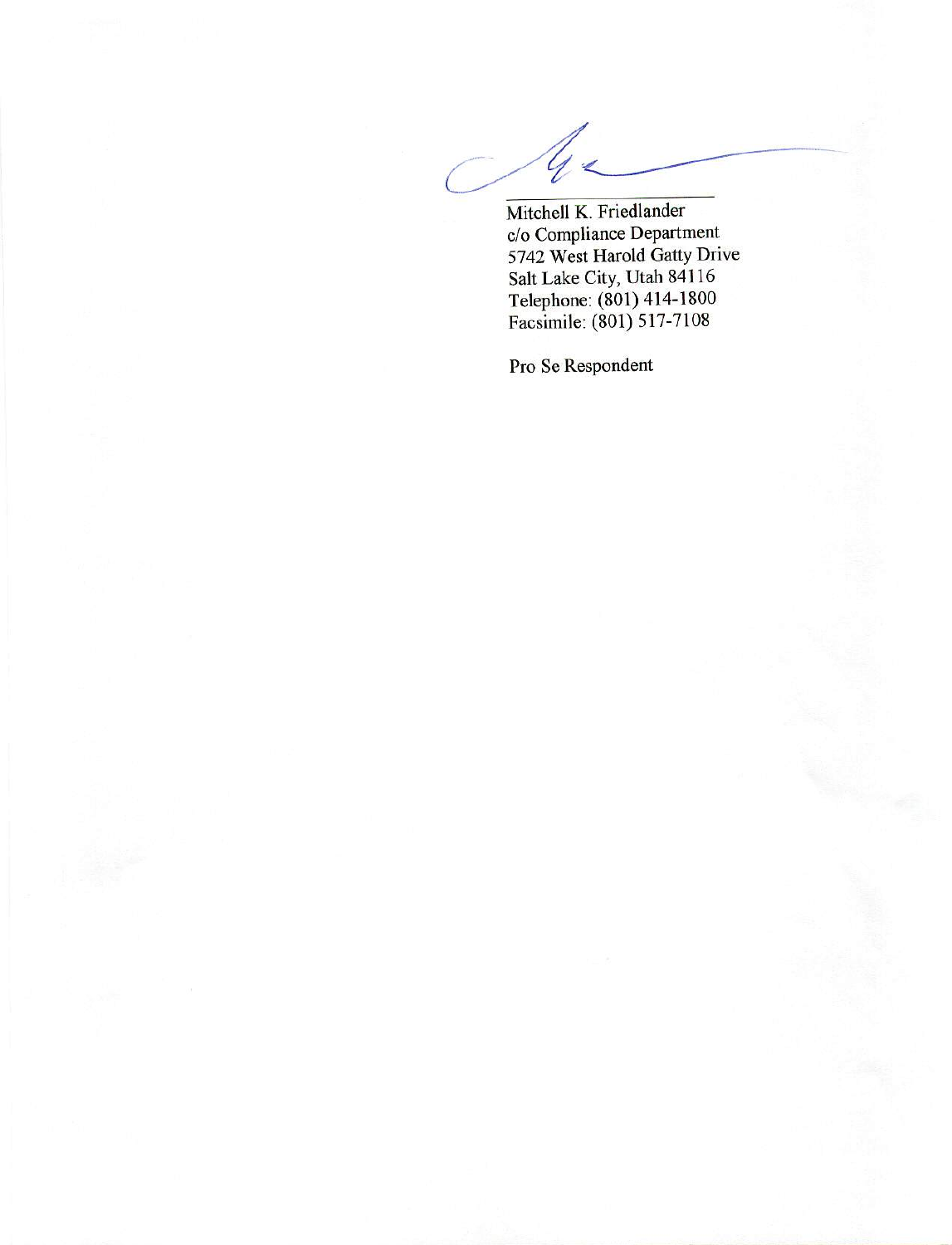Mitchell K. Friedlander
c/o Compliance Department
5742 West Harold Gatty Drive
Salt Lake City, Utah 84116
Telephone: (801) 414-1800
Facsimile: (801) 517-7108

Pro Se Respondent